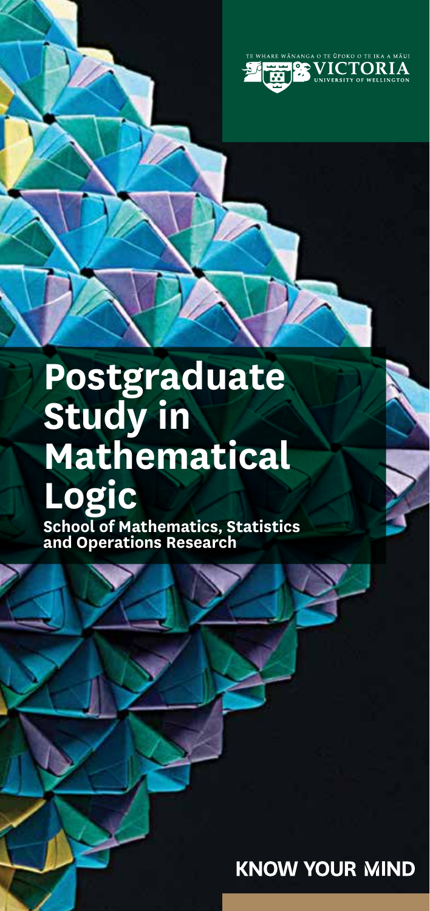TE WHARE WĀNANGA O TE ŪPOKO O TE IKA A MĀUI

VICTORIA UNIVERSITY OF WELLINGTON

# Postgraduate Study in Mathematical Logic

## School of Mathematics, Statistics and Operations Research

**KNOW YOUR MIND**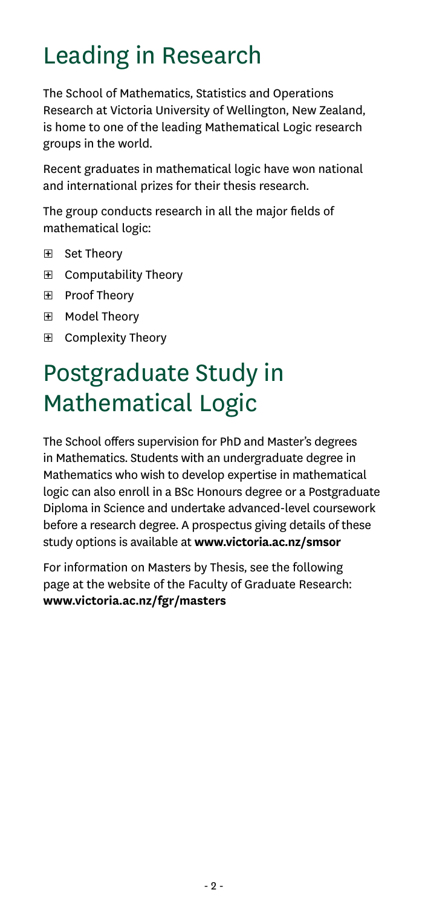# Leading in Research

The School of Mathematics, Statistics and Operations Research at Victoria University of Wellington, New Zealand, is home to one of the leading Mathematical Logic research groups in the world.

Recent graduates in mathematical logic have won national and international prizes for their thesis research.

The group conducts research in all the major fields of mathematical logic:

- Set Theory
- Computability Theory
- Proof Theory
- Model Theory
- Complexity Theory

# Postgraduate Study in Mathematical Logic

The School offers supervision for PhD and Master's degrees in Mathematics. Students with an undergraduate degree in Mathematics who wish to develop expertise in mathematical logic can also enroll in a BSc Honours degree or a Postgraduate Diploma in Science and undertake advanced-level coursework before a research degree. A prospectus giving details of these study options is available at **www.victoria.ac.nz/smsor**

For information on Masters by Thesis, see the following page at the website of the Faculty of Graduate Research: **www.victoria.ac.nz/fgr/masters**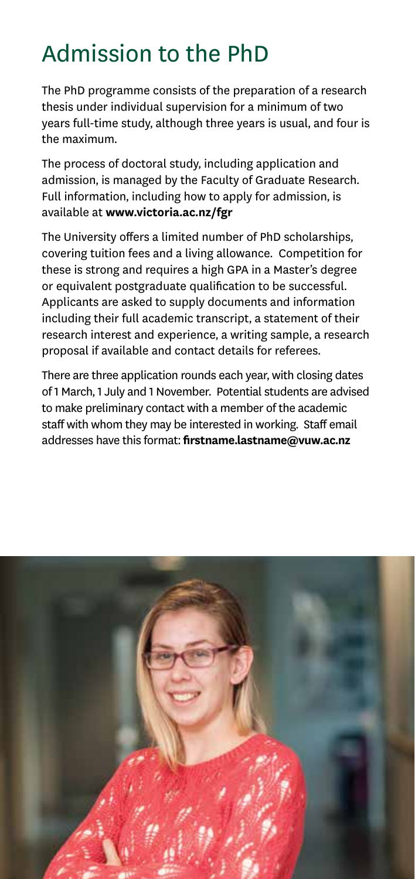# Admission to the PhD

The PhD programme consists of the preparation of a research thesis under individual supervision for a minimum of two years full-time study, although three years is usual, and four is the maximum.

The process of doctoral study, including application and admission, is managed by the Faculty of Graduate Research. Full information, including how to apply for admission, is available at **www.victoria.ac.nz/fgr**

The University offers a limited number of PhD scholarships, covering tuition fees and a living allowance. Competition for these is strong and requires a high GPA in a Master's degree or equivalent postgraduate qualification to be successful. Applicants are asked to supply documents and information including their full academic transcript, a statement of their research interest and experience, a writing sample, a research proposal if available and contact details for referees.

There are three application rounds each year, with closing dates of 1 March, 1 July and 1 November. Potential students are advised to make preliminary contact with a member of the academic staff with whom they may be interested in working. Staff email addresses have this format: **firstname.lastname@vuw.ac.nz**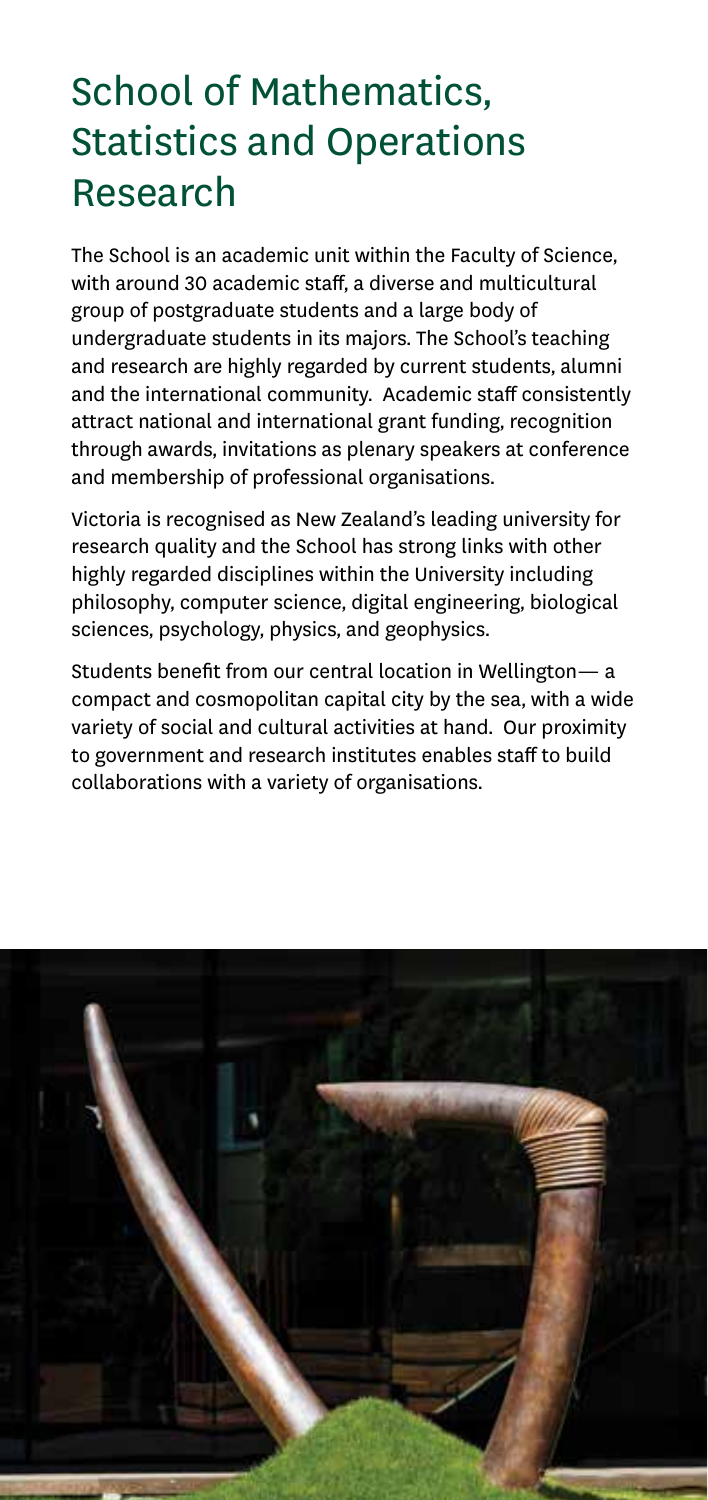# School of Mathematics, Statistics and Operations Research

The School is an academic unit within the Faculty of Science, with around 30 academic staff, a diverse and multicultural group of postgraduate students and a large body of undergraduate students in its majors. The School's teaching and research are highly regarded by current students, alumni and the international community. Academic staff consistently attract national and international grant funding, recognition through awards, invitations as plenary speakers at conference and membership of professional organisations.

Victoria is recognised as New Zealand's leading university for research quality and the School has strong links with other highly regarded disciplines within the University including philosophy, computer science, digital engineering, biological sciences, psychology, physics, and geophysics.

Students benefit from our central location in Wellington— a compact and cosmopolitan capital city by the sea, with a wide variety of social and cultural activities at hand. Our proximity to government and research institutes enables staff to build collaborations with a variety of organisations.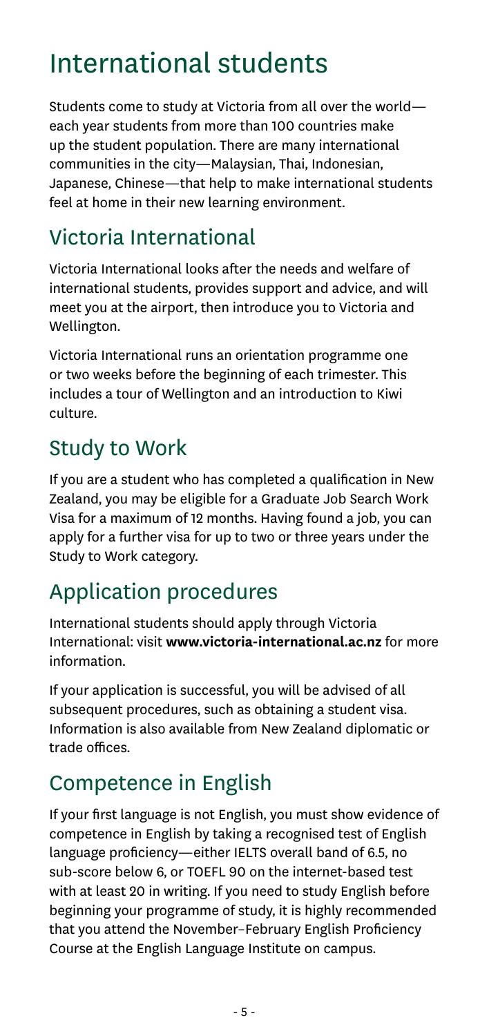# International students

Students come to study at Victoria from all over the world—each year students from more than 100 countries make up the student population. There are many international communities in the city—Malaysian, Thai, Indonesian, Japanese, Chinese—that help to make international students feel at home in their new learning environment.

## Victoria International

Victoria International looks after the needs and welfare of international students, provides support and advice, and will meet you at the airport, then introduce you to Victoria and Wellington.

Victoria International runs an orientation programme one or two weeks before the beginning of each trimester. This includes a tour of Wellington and an introduction to Kiwi culture.

## Study to Work

If you are a student who has completed a qualification in New Zealand, you may be eligible for a Graduate Job Search Work Visa for a maximum of 12 months. Having found a job, you can apply for a further visa for up to two or three years under the Study to Work category.

## Application procedures

International students should apply through Victoria International: visit **www.victoria-international.ac.nz** for more information.

If your application is successful, you will be advised of all subsequent procedures, such as obtaining a student visa. Information is also available from New Zealand diplomatic or trade offices.

## Competence in English

If your first language is not English, you must show evidence of competence in English by taking a recognised test of English language proficiency—either IELTS overall band of 6.5, no sub-score below 6, or TOEFL 90 on the internet-based test with at least 20 in writing. If you need to study English before beginning your programme of study, it is highly recommended that you attend the November–February English Proficiency Course at the English Language Institute on campus.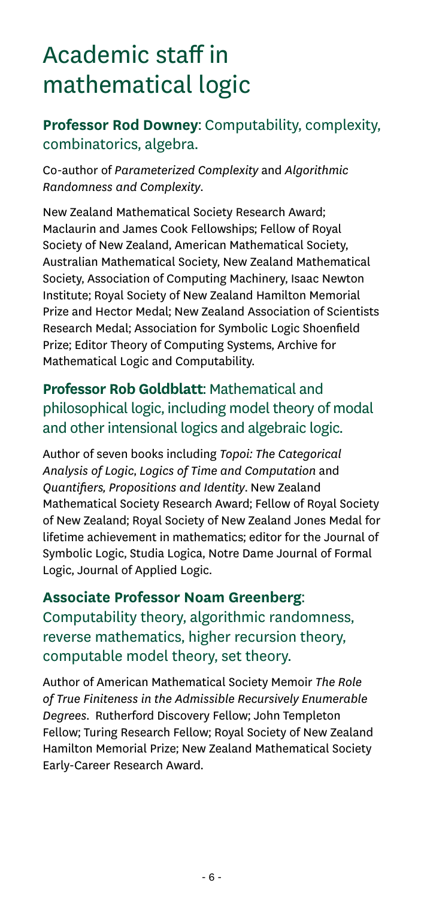# Academic staff in mathematical logic

### **Professor Rod Downey**: Computability, complexity, combinatorics, algebra.

Co-author of *Parameterized Complexity* and *Algorithmic Randomness and Complexity*.

New Zealand Mathematical Society Research Award; Maclaurin and James Cook Fellowships; Fellow of Royal Society of New Zealand, American Mathematical Society, Australian Mathematical Society, New Zealand Mathematical Society, Association of Computing Machinery, Isaac Newton Institute; Royal Society of New Zealand Hamilton Memorial Prize and Hector Medal; New Zealand Association of Scientists Research Medal; Association for Symbolic Logic Shoenfield Prize; Editor Theory of Computing Systems, Archive for Mathematical Logic and Computability.

### **Professor Rob Goldblatt**: Mathematical and philosophical logic, including model theory of modal and other intensional logics and algebraic logic.

Author of seven books including *Topoi: The Categorical Analysis of Logic*, *Logics of Time and Computation* and *Quantifiers, Propositions and Identity*. New Zealand Mathematical Society Research Award; Fellow of Royal Society of New Zealand; Royal Society of New Zealand Jones Medal for lifetime achievement in mathematics; editor for the Journal of Symbolic Logic, Studia Logica, Notre Dame Journal of Formal Logic, Journal of Applied Logic.

### **Associate Professor Noam Greenberg**: Computability theory, algorithmic randomness, reverse mathematics, higher recursion theory, computable model theory, set theory.

Author of American Mathematical Society Memoir *The Role of True Finiteness in the Admissible Recursively Enumerable Degrees*. Rutherford Discovery Fellow; John Templeton Fellow; Turing Research Fellow; Royal Society of New Zealand Hamilton Memorial Prize; New Zealand Mathematical Society Early-Career Research Award.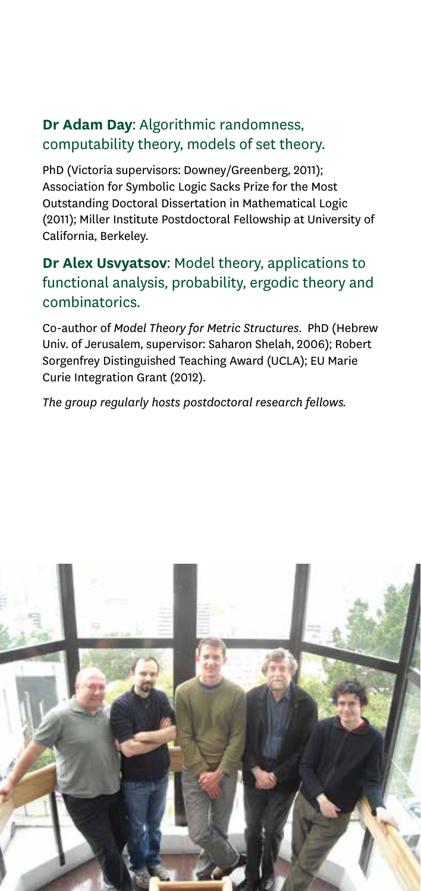**Dr Adam Day**: Algorithmic randomness, computability theory, models of set theory.

PhD (Victoria supervisors: Downey/Greenberg, 2011); Association for Symbolic Logic Sacks Prize for the Most Outstanding Doctoral Dissertation in Mathematical Logic (2011); Miller Institute Postdoctoral Fellowship at University of California, Berkeley.

**Dr Alex Usvyatsov**: Model theory, applications to functional analysis, probability, ergodic theory and combinatorics.

Co-author of *Model Theory for Metric Structures*. PhD (Hebrew Univ. of Jerusalem, supervisor: Saharon Shelah, 2006); Robert Sorgenfrey Distinguished Teaching Award (UCLA); EU Marie Curie Integration Grant (2012).

*The group regularly hosts postdoctoral research fellows.*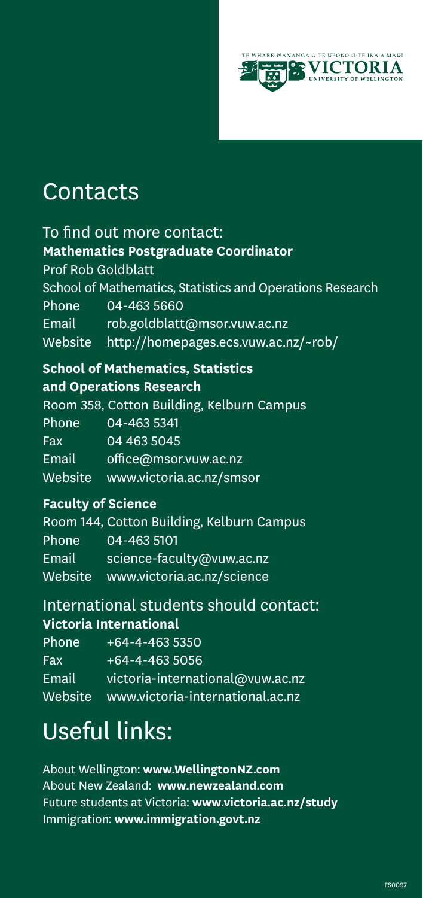TE WHARE WĀNANGA O TE ŪPOKO O TE IKA A MĀUI
VICTORIA
UNIVERSITY OF WELLINGTON

# Contacts

## To find out more contact:

**Mathematics Postgraduate Coordinator**
Prof Rob Goldblatt
School of Mathematics, Statistics and Operations Research
Phone 04-463 5660
Email rob.goldblatt@msor.vuw.ac.nz
Website http://homepages.ecs.vuw.ac.nz/~rob/

**School of Mathematics, Statistics and Operations Research**
Room 358, Cotton Building, Kelburn Campus
Phone 04-463 5341
Fax 04 463 5045
Email office@msor.vuw.ac.nz
Website www.victoria.ac.nz/smsor

**Faculty of Science**
Room 144, Cotton Building, Kelburn Campus
Phone 04-463 5101
Email science-faculty@vuw.ac.nz
Website www.victoria.ac.nz/science

## International students should contact:

**Victoria International**
Phone +64-4-463 5350
Fax +64-4-463 5056
Email victoria-international@vuw.ac.nz
Website www.victoria-international.ac.nz

# Useful links:

About Wellington: **www.WellingtonNZ.com**
About New Zealand: **www.newzealand.com**
Future students at Victoria: **www.victoria.ac.nz/study**
Immigration: **www.immigration.govt.nz**

FS0097